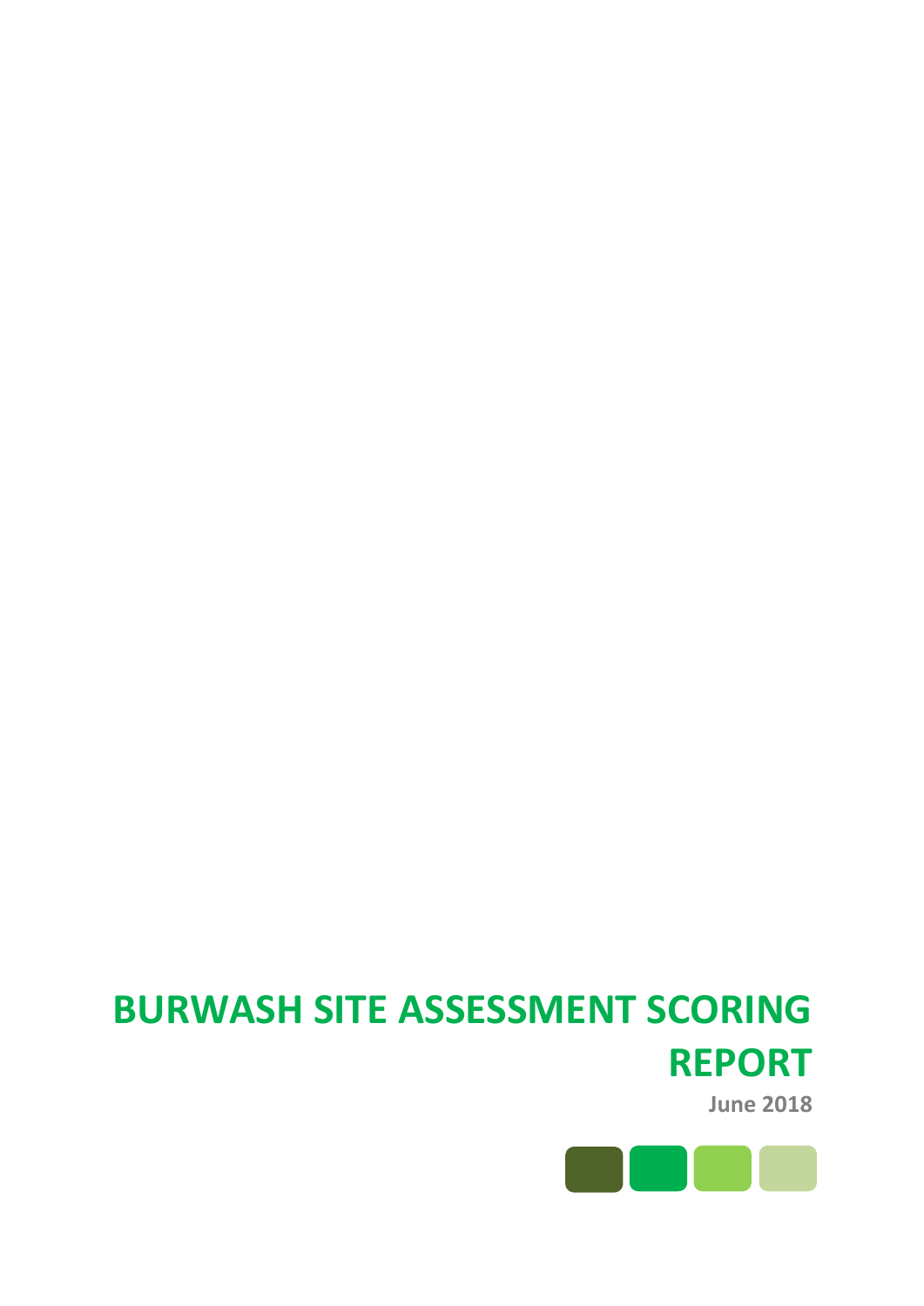# BURWASH SITE ASSESSMENT SCORING REPORT

**June 2018**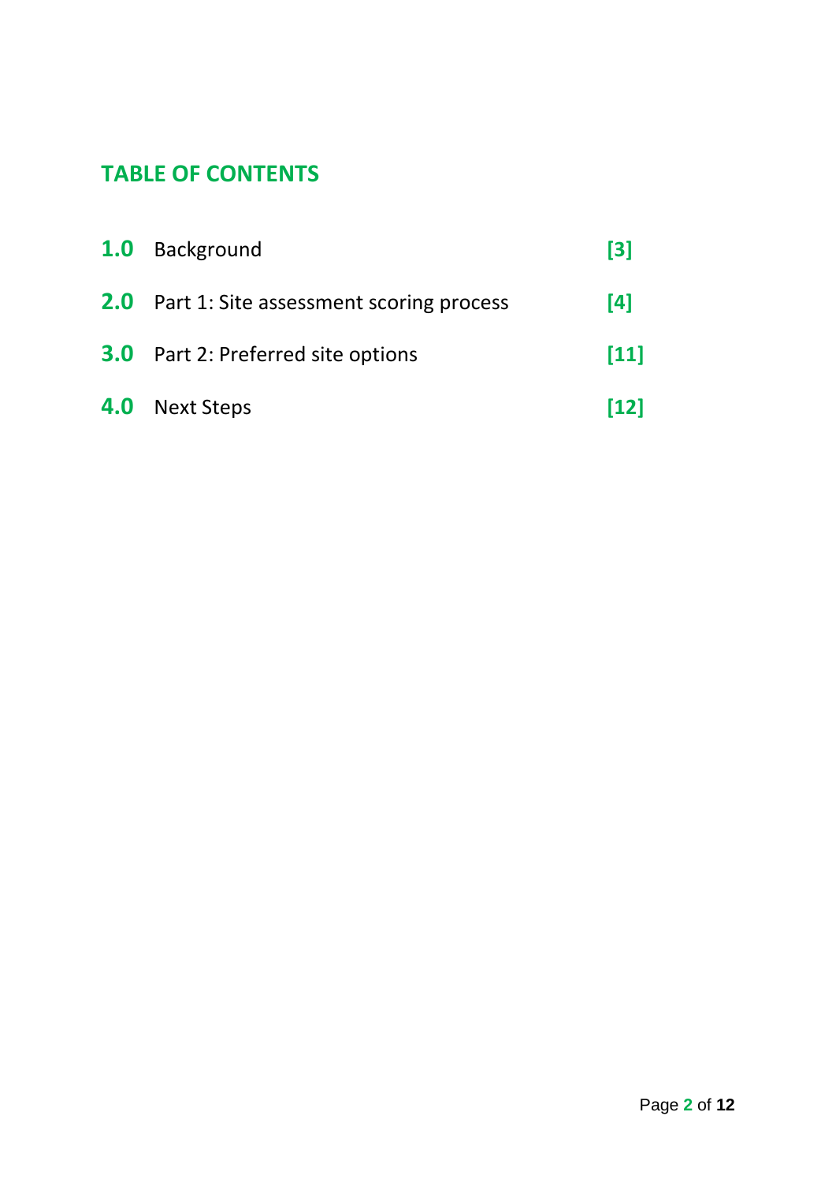## TABLE OF CONTENTS

| | | |
|---|---|---|
| **1.0** | Background | **[3]** |
| **2.0** | Part 1: Site assessment scoring process | **[4]** |
| **3.0** | Part 2: Preferred site options | **[11]** |
| **4.0** | Next Steps | **[12]** |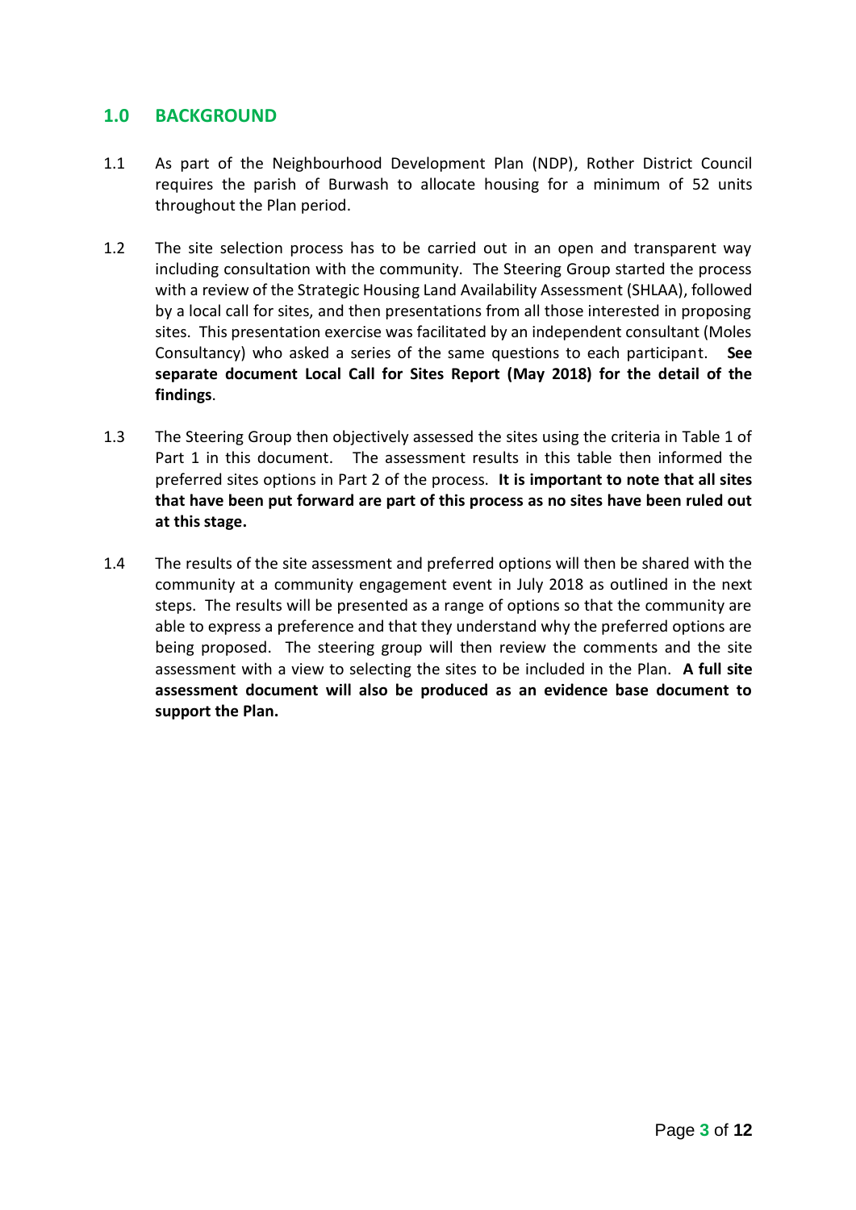## 1.0 BACKGROUND

1.1 As part of the Neighbourhood Development Plan (NDP), Rother District Council requires the parish of Burwash to allocate housing for a minimum of 52 units throughout the Plan period.

1.2 The site selection process has to be carried out in an open and transparent way including consultation with the community. The Steering Group started the process with a review of the Strategic Housing Land Availability Assessment (SHLAA), followed by a local call for sites, and then presentations from all those interested in proposing sites. This presentation exercise was facilitated by an independent consultant (Moles Consultancy) who asked a series of the same questions to each participant. **See separate document Local Call for Sites Report (May 2018) for the detail of the findings**.

1.3 The Steering Group then objectively assessed the sites using the criteria in Table 1 of Part 1 in this document. The assessment results in this table then informed the preferred sites options in Part 2 of the process. **It is important to note that all sites that have been put forward are part of this process as no sites have been ruled out at this stage.**

1.4 The results of the site assessment and preferred options will then be shared with the community at a community engagement event in July 2018 as outlined in the next steps. The results will be presented as a range of options so that the community are able to express a preference and that they understand why the preferred options are being proposed. The steering group will then review the comments and the site assessment with a view to selecting the sites to be included in the Plan. **A full site assessment document will also be produced as an evidence base document to support the Plan.**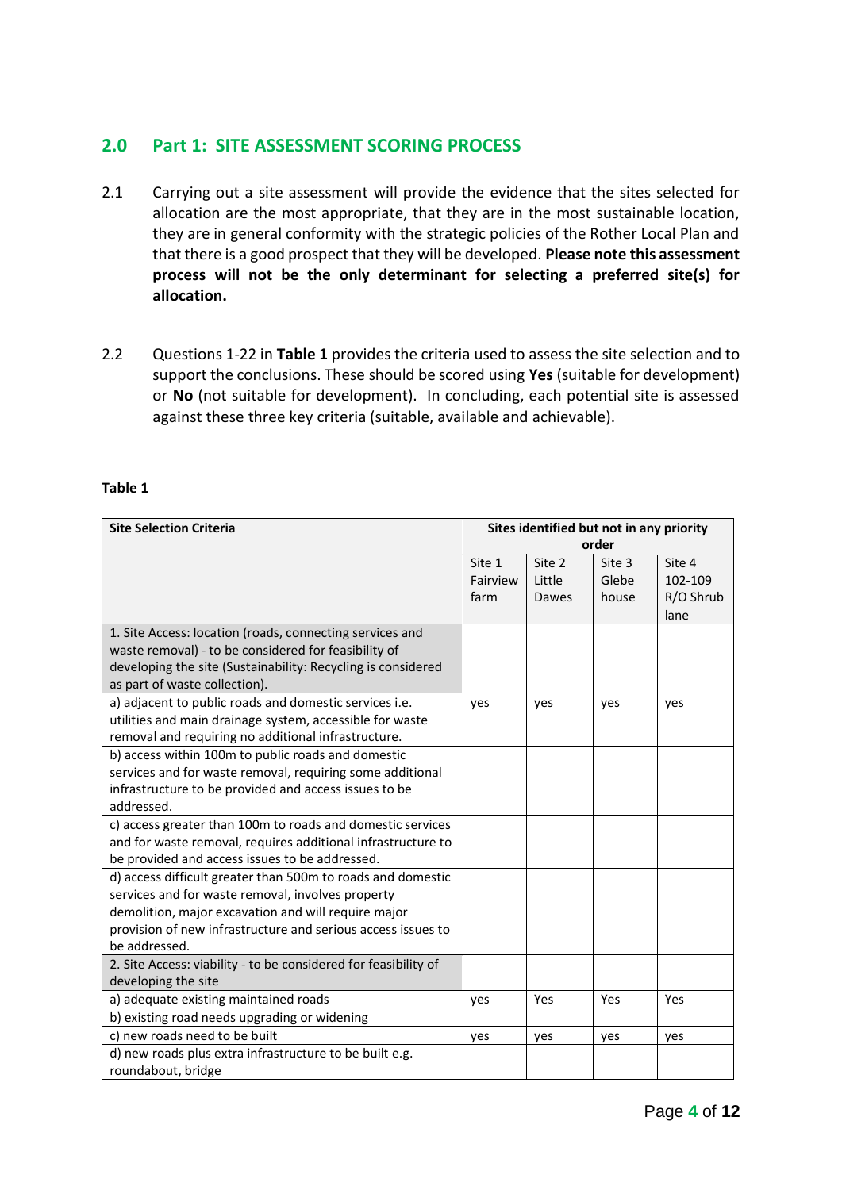## 2.0 Part 1: SITE ASSESSMENT SCORING PROCESS

2.1 Carrying out a site assessment will provide the evidence that the sites selected for allocation are the most appropriate, that they are in the most sustainable location, they are in general conformity with the strategic policies of the Rother Local Plan and that there is a good prospect that they will be developed. **Please note this assessment process will not be the only determinant for selecting a preferred site(s) for allocation.**

2.2 Questions 1-22 in **Table 1** provides the criteria used to assess the site selection and to support the conclusions. These should be scored using **Yes** (suitable for development) or **No** (not suitable for development). In concluding, each potential site is assessed against these three key criteria (suitable, available and achievable).

**Table 1**

| **Site Selection Criteria** | **Sites identified but not in any priority order** | | | |
|---|---|---|---|---|
| | Site 1 Fairview farm | Site 2 Little Dawes | Site 3 Glebe house | Site 4 102-109 R/O Shrub lane |
| 1. Site Access: location (roads, connecting services and waste removal) - to be considered for feasibility of developing the site (Sustainability: Recycling is considered as part of waste collection). | | | | |
| a) adjacent to public roads and domestic services i.e. utilities and main drainage system, accessible for waste removal and requiring no additional infrastructure. | yes | yes | yes | yes |
| b) access within 100m to public roads and domestic services and for waste removal, requiring some additional infrastructure to be provided and access issues to be addressed. | | | | |
| c) access greater than 100m to roads and domestic services and for waste removal, requires additional infrastructure to be provided and access issues to be addressed. | | | | |
| d) access difficult greater than 500m to roads and domestic services and for waste removal, involves property demolition, major excavation and will require major provision of new infrastructure and serious access issues to be addressed. | | | | |
| 2. Site Access: viability - to be considered for feasibility of developing the site | | | | |
| a) adequate existing maintained roads | yes | Yes | Yes | Yes |
| b) existing road needs upgrading or widening | | | | |
| c) new roads need to be built | yes | yes | yes | yes |
| d) new roads plus extra infrastructure to be built e.g. roundabout, bridge | | | | |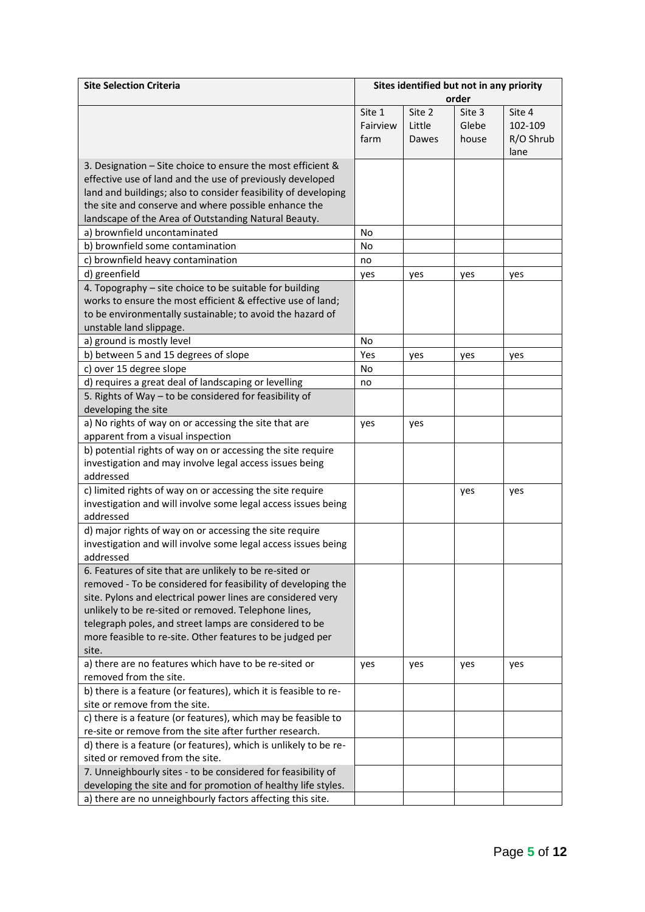| Site Selection Criteria | Sites identified but not in any priority order | | | |
|---|---|---|---|---|
| | Site 1 Fairview farm | Site 2 Little Dawes | Site 3 Glebe house | Site 4 102-109 R/O Shrub lane |
| 3. Designation – Site choice to ensure the most efficient & effective use of land and the use of previously developed land and buildings; also to consider feasibility of developing the site and conserve and where possible enhance the landscape of the Area of Outstanding Natural Beauty. | | | | |
| a) brownfield uncontaminated | No | | | |
| b) brownfield some contamination | No | | | |
| c) brownfield heavy contamination | no | | | |
| d) greenfield | yes | yes | yes | yes |
| 4. Topography – site choice to be suitable for building works to ensure the most efficient & effective use of land; to be environmentally sustainable; to avoid the hazard of unstable land slippage. | | | | |
| a) ground is mostly level | No | | | |
| b) between 5 and 15 degrees of slope | Yes | yes | yes | yes |
| c) over 15 degree slope | No | | | |
| d) requires a great deal of landscaping or levelling | no | | | |
| 5. Rights of Way – to be considered for feasibility of developing the site | | | | |
| a) No rights of way on or accessing the site that are apparent from a visual inspection | yes | yes | | |
| b) potential rights of way on or accessing the site require investigation and may involve legal access issues being addressed | | | | |
| c) limited rights of way on or accessing the site require investigation and will involve some legal access issues being addressed | | | yes | yes |
| d) major rights of way on or accessing the site require investigation and will involve some legal access issues being addressed | | | | |
| 6. Features of site that are unlikely to be re-sited or removed - To be considered for feasibility of developing the site. Pylons and electrical power lines are considered very unlikely to be re-sited or removed. Telephone lines, telegraph poles, and street lamps are considered to be more feasible to re-site. Other features to be judged per site. | | | | |
| a) there are no features which have to be re-sited or removed from the site. | yes | yes | yes | yes |
| b) there is a feature (or features), which it is feasible to re-site or remove from the site. | | | | |
| c) there is a feature (or features), which may be feasible to re-site or remove from the site after further research. | | | | |
| d) there is a feature (or features), which is unlikely to be re-sited or removed from the site. | | | | |
| 7. Unneighbourly sites - to be considered for feasibility of developing the site and for promotion of healthy life styles. | | | | |
| a) there are no unneighbourly factors affecting this site. | | | | |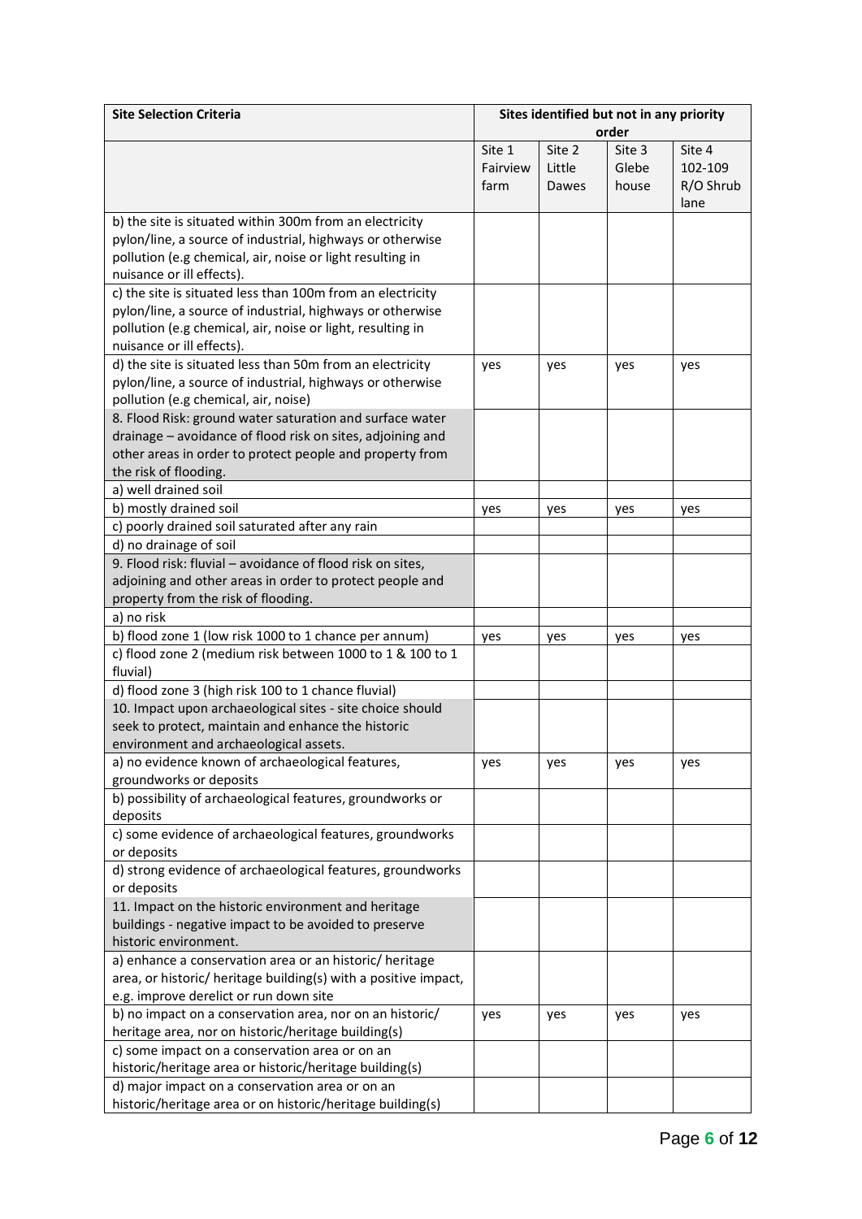| Site Selection Criteria | Sites identified but not in any priority order | | | |
|---|---|---|---|---|
| | Site 1 Fairview farm | Site 2 Little Dawes | Site 3 Glebe house | Site 4 102-109 R/O Shrub lane |
| b) the site is situated within 300m from an electricity pylon/line, a source of industrial, highways or otherwise pollution (e.g chemical, air, noise or light resulting in nuisance or ill effects). | | | | |
| c) the site is situated less than 100m from an electricity pylon/line, a source of industrial, highways or otherwise pollution (e.g chemical, air, noise or light, resulting in nuisance or ill effects). | | | | |
| d) the site is situated less than 50m from an electricity pylon/line, a source of industrial, highways or otherwise pollution (e.g chemical, air, noise) | yes | yes | yes | yes |
| 8. Flood Risk: ground water saturation and surface water drainage – avoidance of flood risk on sites, adjoining and other areas in order to protect people and property from the risk of flooding. | | | | |
| a) well drained soil | | | | |
| b) mostly drained soil | yes | yes | yes | yes |
| c) poorly drained soil saturated after any rain | | | | |
| d) no drainage of soil | | | | |
| 9. Flood risk: fluvial – avoidance of flood risk on sites, adjoining and other areas in order to protect people and property from the risk of flooding. | | | | |
| a) no risk | | | | |
| b) flood zone 1 (low risk 1000 to 1 chance per annum) | yes | yes | yes | yes |
| c) flood zone 2 (medium risk between 1000 to 1 & 100 to 1 fluvial) | | | | |
| d) flood zone 3 (high risk 100 to 1 chance fluvial) | | | | |
| 10. Impact upon archaeological sites - site choice should seek to protect, maintain and enhance the historic environment and archaeological assets. | | | | |
| a) no evidence known of archaeological features, groundworks or deposits | yes | yes | yes | yes |
| b) possibility of archaeological features, groundworks or deposits | | | | |
| c) some evidence of archaeological features, groundworks or deposits | | | | |
| d) strong evidence of archaeological features, groundworks or deposits | | | | |
| 11. Impact on the historic environment and heritage buildings - negative impact to be avoided to preserve historic environment. | | | | |
| a) enhance a conservation area or an historic/ heritage area, or historic/ heritage building(s) with a positive impact, e.g. improve derelict or run down site | | | | |
| b) no impact on a conservation area, nor on an historic/ heritage area, nor on historic/heritage building(s) | yes | yes | yes | yes |
| c) some impact on a conservation area or on an historic/heritage area or historic/heritage building(s) | | | | |
| d) major impact on a conservation area or on an historic/heritage area or on historic/heritage building(s) | | | | |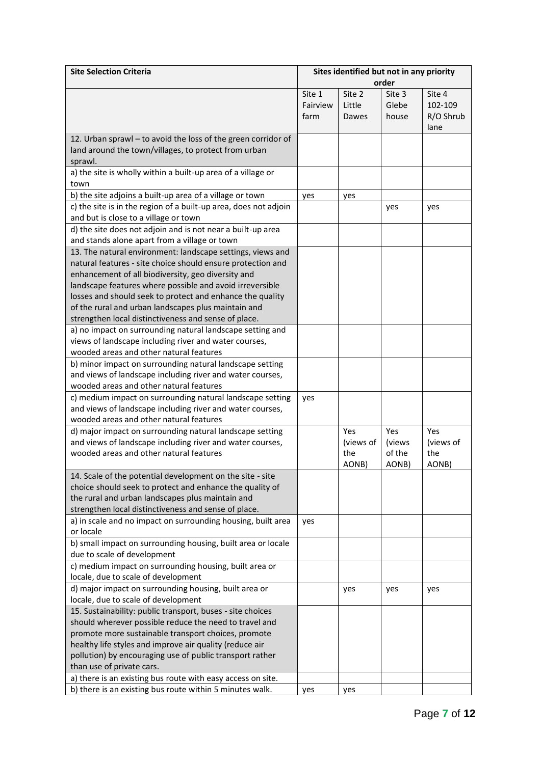| Site Selection Criteria | Sites identified but not in any priority order | | | |
|---|---|---|---|---|
| | Site 1 Fairview farm | Site 2 Little Dawes | Site 3 Glebe house | Site 4 102-109 R/O Shrub lane |
| 12. Urban sprawl – to avoid the loss of the green corridor of land around the town/villages, to protect from urban sprawl. | | | | |
| a) the site is wholly within a built-up area of a village or town | | | | |
| b) the site adjoins a built-up area of a village or town | yes | yes | | |
| c) the site is in the region of a built-up area, does not adjoin and but is close to a village or town | | | yes | yes |
| d) the site does not adjoin and is not near a built-up area and stands alone apart from a village or town | | | | |
| 13. The natural environment: landscape settings, views and natural features - site choice should ensure protection and enhancement of all biodiversity, geo diversity and landscape features where possible and avoid irreversible losses and should seek to protect and enhance the quality of the rural and urban landscapes plus maintain and strengthen local distinctiveness and sense of place. | | | | |
| a) no impact on surrounding natural landscape setting and views of landscape including river and water courses, wooded areas and other natural features | | | | |
| b) minor impact on surrounding natural landscape setting and views of landscape including river and water courses, wooded areas and other natural features | | | | |
| c) medium impact on surrounding natural landscape setting and views of landscape including river and water courses, wooded areas and other natural features | yes | | | |
| d) major impact on surrounding natural landscape setting and views of landscape including river and water courses, wooded areas and other natural features | | Yes (views of the AONB) | Yes (views of the AONB) | Yes (views of the AONB) |
| 14. Scale of the potential development on the site - site choice should seek to protect and enhance the quality of the rural and urban landscapes plus maintain and strengthen local distinctiveness and sense of place. | | | | |
| a) in scale and no impact on surrounding housing, built area or locale | yes | | | |
| b) small impact on surrounding housing, built area or locale due to scale of development | | | | |
| c) medium impact on surrounding housing, built area or locale, due to scale of development | | | | |
| d) major impact on surrounding housing, built area or locale, due to scale of development | | yes | yes | yes |
| 15. Sustainability: public transport, buses - site choices should wherever possible reduce the need to travel and promote more sustainable transport choices, promote healthy life styles and improve air quality (reduce air pollution) by encouraging use of public transport rather than use of private cars. | | | | |
| a) there is an existing bus route with easy access on site. | | | | |
| b) there is an existing bus route within 5 minutes walk. | yes | yes | | |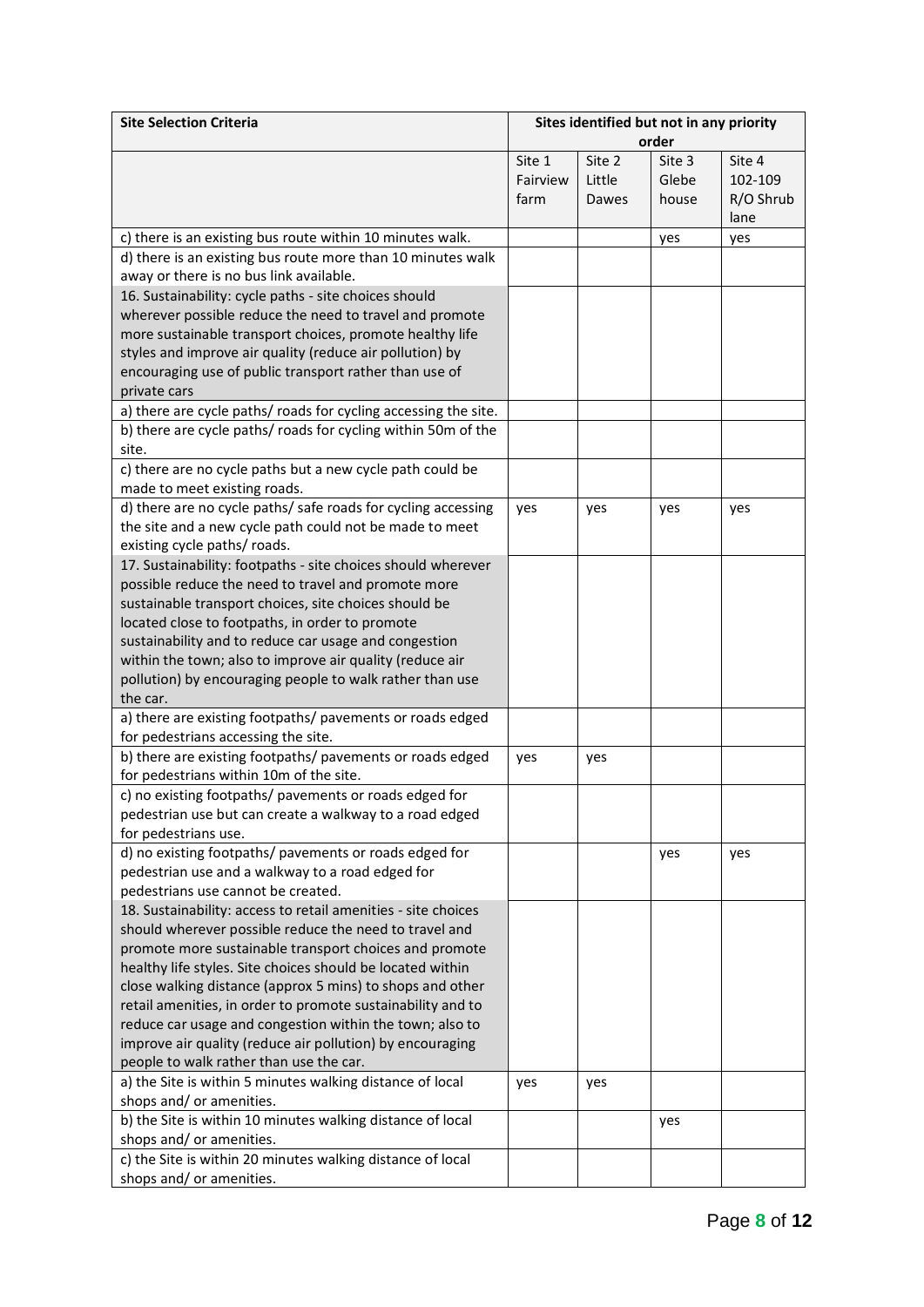| Site Selection Criteria | Sites identified but not in any priority order | | | |
|---|---|---|---|---|
| | Site 1 Fairview farm | Site 2 Little Dawes | Site 3 Glebe house | Site 4 102-109 R/O Shrub lane |
| c) there is an existing bus route within 10 minutes walk. | | | yes | yes |
| d) there is an existing bus route more than 10 minutes walk away or there is no bus link available. | | | | |
| 16. Sustainability: cycle paths - site choices should wherever possible reduce the need to travel and promote more sustainable transport choices, promote healthy life styles and improve air quality (reduce air pollution) by encouraging use of public transport rather than use of private cars | | | | |
| a) there are cycle paths/ roads for cycling accessing the site. | | | | |
| b) there are cycle paths/ roads for cycling within 50m of the site. | | | | |
| c) there are no cycle paths but a new cycle path could be made to meet existing roads. | | | | |
| d) there are no cycle paths/ safe roads for cycling accessing the site and a new cycle path could not be made to meet existing cycle paths/ roads. | yes | yes | yes | yes |
| 17. Sustainability: footpaths - site choices should wherever possible reduce the need to travel and promote more sustainable transport choices, site choices should be located close to footpaths, in order to promote sustainability and to reduce car usage and congestion within the town; also to improve air quality (reduce air pollution) by encouraging people to walk rather than use the car. | | | | |
| a) there are existing footpaths/ pavements or roads edged for pedestrians accessing the site. | | | | |
| b) there are existing footpaths/ pavements or roads edged for pedestrians within 10m of the site. | yes | yes | | |
| c) no existing footpaths/ pavements or roads edged for pedestrian use but can create a walkway to a road edged for pedestrians use. | | | | |
| d) no existing footpaths/ pavements or roads edged for pedestrian use and a walkway to a road edged for pedestrians use cannot be created. | | | yes | yes |
| 18. Sustainability: access to retail amenities - site choices should wherever possible reduce the need to travel and promote more sustainable transport choices and promote healthy life styles. Site choices should be located within close walking distance (approx 5 mins) to shops and other retail amenities, in order to promote sustainability and to reduce car usage and congestion within the town; also to improve air quality (reduce air pollution) by encouraging people to walk rather than use the car. | | | | |
| a) the Site is within 5 minutes walking distance of local shops and/ or amenities. | yes | yes | | |
| b) the Site is within 10 minutes walking distance of local shops and/ or amenities. | | | yes | |
| c) the Site is within 20 minutes walking distance of local shops and/ or amenities. | | | | |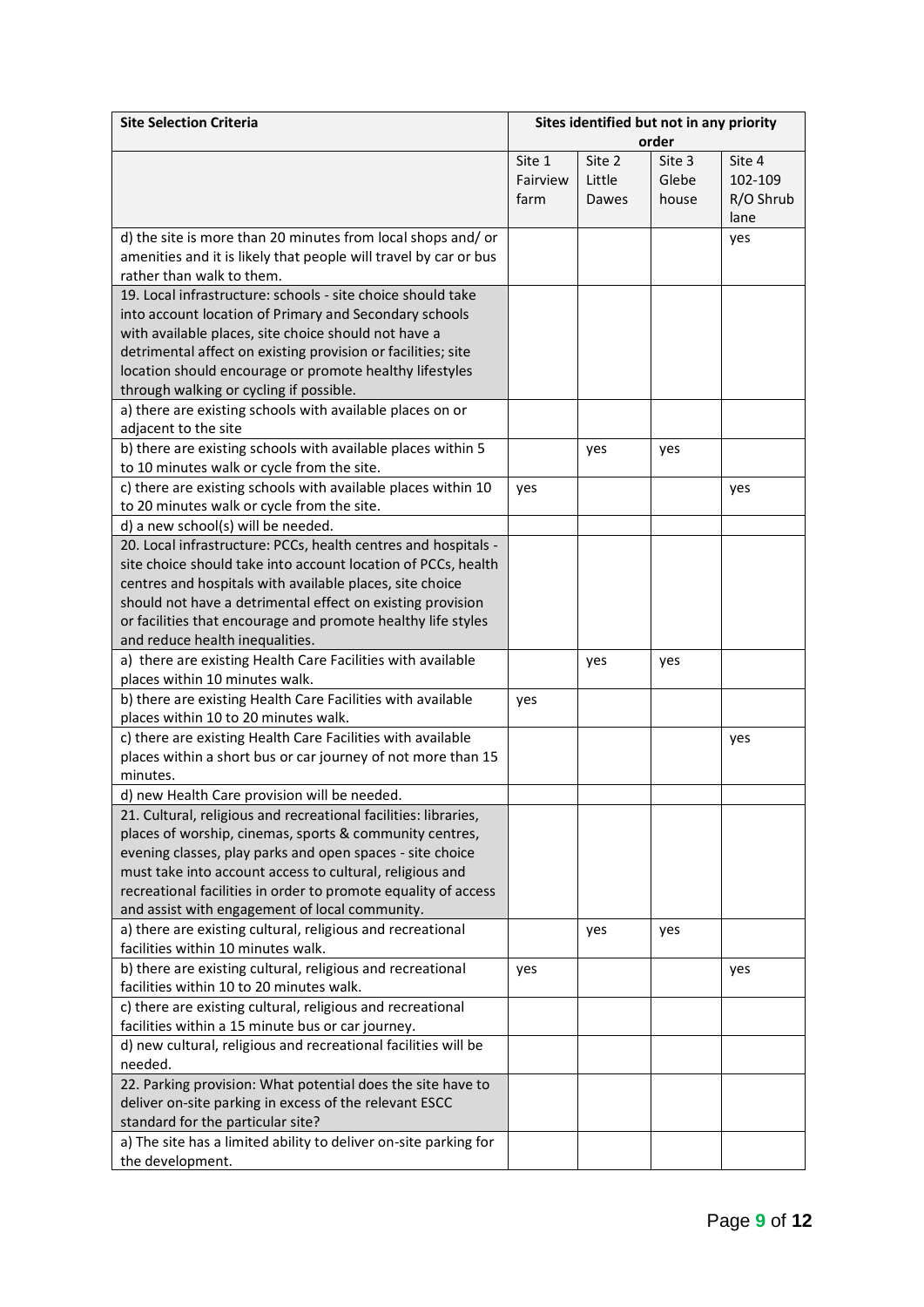| Site Selection Criteria | Sites identified but not in any priority order | | | |
|---|---|---|---|---|
| | Site 1 Fairview farm | Site 2 Little Dawes | Site 3 Glebe house | Site 4 102-109 R/O Shrub lane |
| d) the site is more than 20 minutes from local shops and/ or amenities and it is likely that people will travel by car or bus rather than walk to them. | | | | yes |
| 19. Local infrastructure: schools - site choice should take into account location of Primary and Secondary schools with available places, site choice should not have a detrimental affect on existing provision or facilities; site location should encourage or promote healthy lifestyles through walking or cycling if possible. | | | | |
| a) there are existing schools with available places on or adjacent to the site | | | | |
| b) there are existing schools with available places within 5 to 10 minutes walk or cycle from the site. | | yes | yes | |
| c) there are existing schools with available places within 10 to 20 minutes walk or cycle from the site. | yes | | | yes |
| d) a new school(s) will be needed. | | | | |
| 20. Local infrastructure: PCCs, health centres and hospitals - site choice should take into account location of PCCs, health centres and hospitals with available places, site choice should not have a detrimental effect on existing provision or facilities that encourage and promote healthy life styles and reduce health inequalities. | | | | |
| a) there are existing Health Care Facilities with available places within 10 minutes walk. | | yes | yes | |
| b) there are existing Health Care Facilities with available places within 10 to 20 minutes walk. | yes | | | |
| c) there are existing Health Care Facilities with available places within a short bus or car journey of not more than 15 minutes. | | | | yes |
| d) new Health Care provision will be needed. | | | | |
| 21. Cultural, religious and recreational facilities: libraries, places of worship, cinemas, sports & community centres, evening classes, play parks and open spaces - site choice must take into account access to cultural, religious and recreational facilities in order to promote equality of access and assist with engagement of local community. | | | | |
| a) there are existing cultural, religious and recreational facilities within 10 minutes walk. | | yes | yes | |
| b) there are existing cultural, religious and recreational facilities within 10 to 20 minutes walk. | yes | | | yes |
| c) there are existing cultural, religious and recreational facilities within a 15 minute bus or car journey. | | | | |
| d) new cultural, religious and recreational facilities will be needed. | | | | |
| 22. Parking provision: What potential does the site have to deliver on-site parking in excess of the relevant ESCC standard for the particular site? | | | | |
| a) The site has a limited ability to deliver on-site parking for the development. | | | | |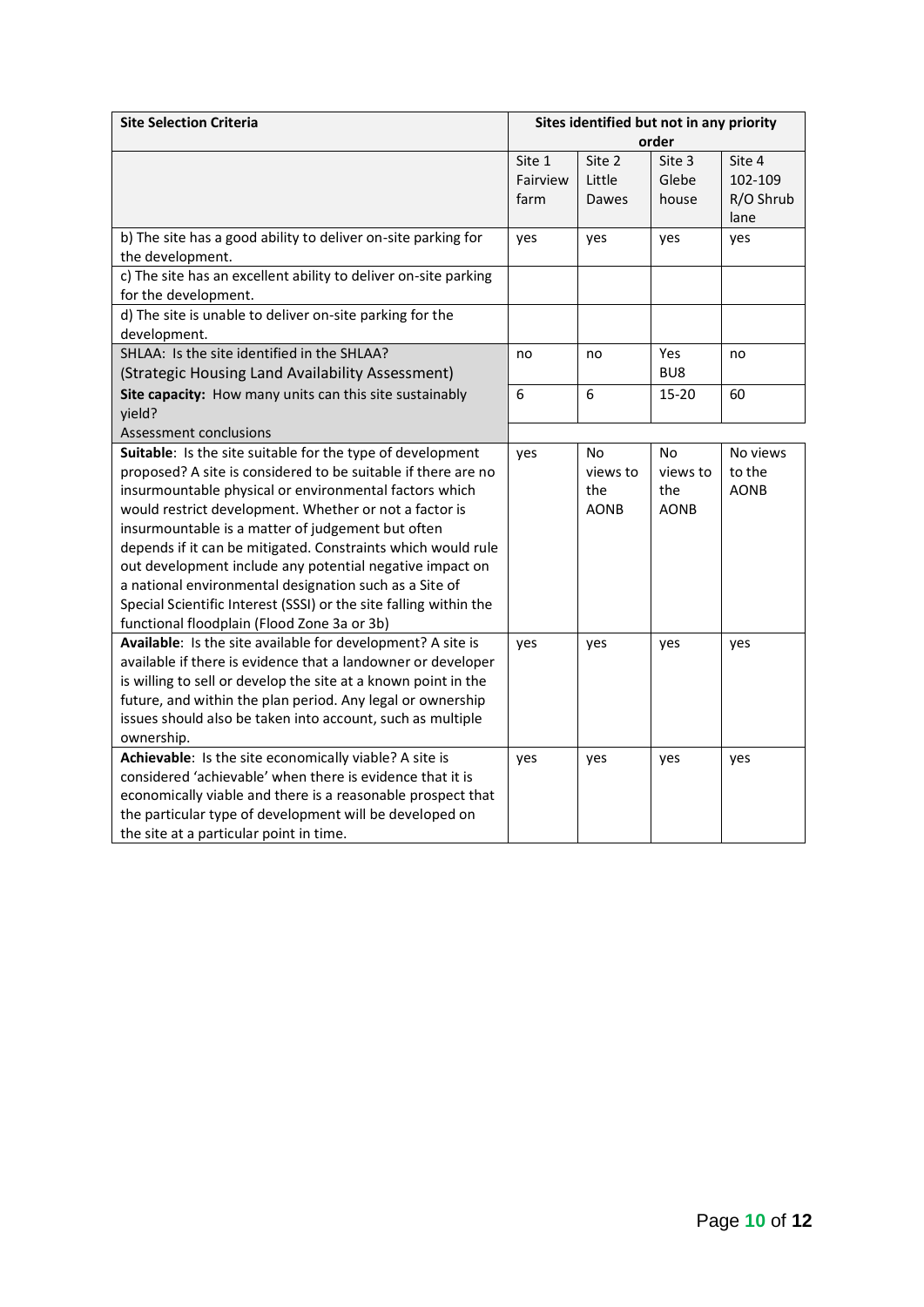| Site Selection Criteria | Sites identified but not in any priority order | | | |
|---|---|---|---|---|
| | Site 1 Fairview farm | Site 2 Little Dawes | Site 3 Glebe house | Site 4 102-109 R/O Shrub lane |
| b) The site has a good ability to deliver on-site parking for the development. | yes | yes | yes | yes |
| c) The site has an excellent ability to deliver on-site parking for the development. | | | | |
| d) The site is unable to deliver on-site parking for the development. | | | | |
| SHLAA: Is the site identified in the SHLAA? (Strategic Housing Land Availability Assessment) | no | no | Yes BU8 | no |
| **Site capacity:** How many units can this site sustainably yield? | 6 | 6 | 15-20 | 60 |
| Assessment conclusions | | | | |
| **Suitable**: Is the site suitable for the type of development proposed? A site is considered to be suitable if there are no insurmountable physical or environmental factors which would restrict development. Whether or not a factor is insurmountable is a matter of judgement but often depends if it can be mitigated. Constraints which would rule out development include any potential negative impact on a national environmental designation such as a Site of Special Scientific Interest (SSSI) or the site falling within the functional floodplain (Flood Zone 3a or 3b) | yes | No views to the AONB | No views to the AONB | No views to the AONB |
| **Available**: Is the site available for development? A site is available if there is evidence that a landowner or developer is willing to sell or develop the site at a known point in the future, and within the plan period. Any legal or ownership issues should also be taken into account, such as multiple ownership. | yes | yes | yes | yes |
| **Achievable**: Is the site economically viable? A site is considered 'achievable' when there is evidence that it is economically viable and there is a reasonable prospect that the particular type of development will be developed on the site at a particular point in time. | yes | yes | yes | yes |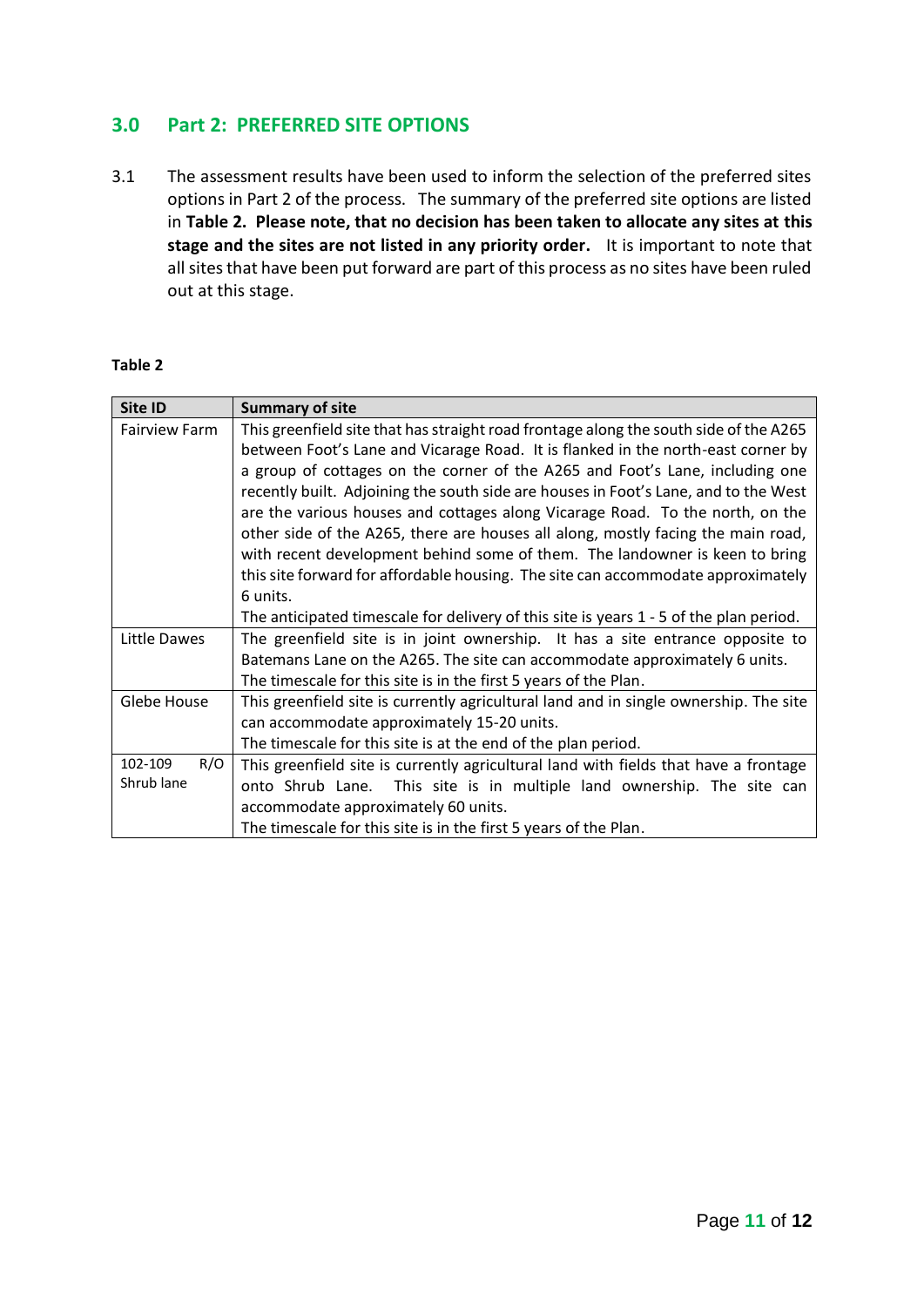## 3.0 Part 2: PREFERRED SITE OPTIONS

3.1 The assessment results have been used to inform the selection of the preferred sites options in Part 2 of the process. The summary of the preferred site options are listed in **Table 2. Please note, that no decision has been taken to allocate any sites at this stage and the sites are not listed in any priority order.** It is important to note that all sites that have been put forward are part of this process as no sites have been ruled out at this stage.

**Table 2**

| Site ID | Summary of site |
|---|---|
| Fairview Farm | This greenfield site that has straight road frontage along the south side of the A265 between Foot's Lane and Vicarage Road. It is flanked in the north-east corner by a group of cottages on the corner of the A265 and Foot's Lane, including one recently built. Adjoining the south side are houses in Foot's Lane, and to the West are the various houses and cottages along Vicarage Road. To the north, on the other side of the A265, there are houses all along, mostly facing the main road, with recent development behind some of them. The landowner is keen to bring this site forward for affordable housing. The site can accommodate approximately 6 units.<br>The anticipated timescale for delivery of this site is years 1 - 5 of the plan period. |
| Little Dawes | The greenfield site is in joint ownership. It has a site entrance opposite to Batemans Lane on the A265. The site can accommodate approximately 6 units.<br>The timescale for this site is in the first 5 years of the Plan. |
| Glebe House | This greenfield site is currently agricultural land and in single ownership. The site can accommodate approximately 15-20 units.<br>The timescale for this site is at the end of the plan period. |
| 102-109 R/O Shrub lane | This greenfield site is currently agricultural land with fields that have a frontage onto Shrub Lane. This site is in multiple land ownership. The site can accommodate approximately 60 units.<br>The timescale for this site is in the first 5 years of the Plan. |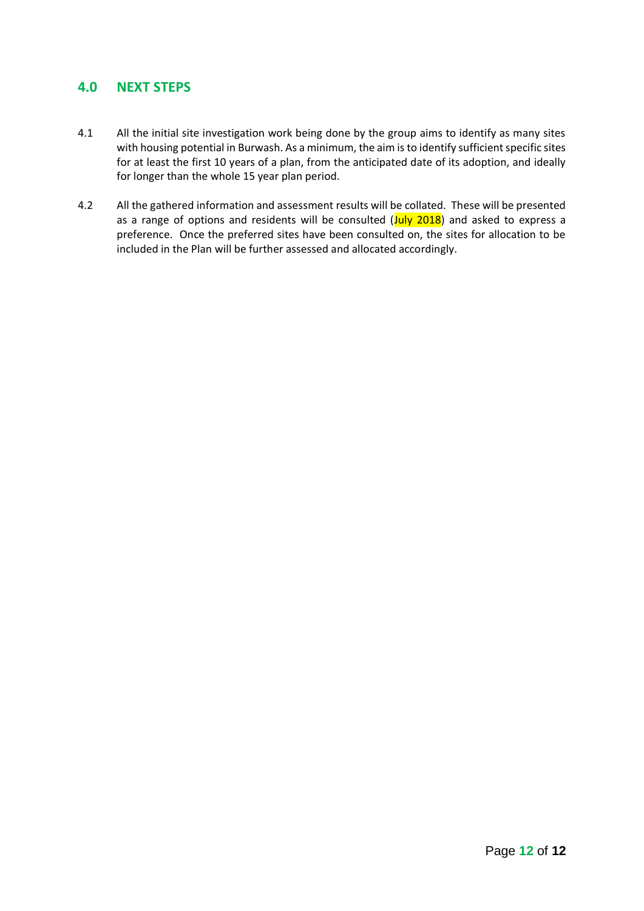## 4.0 NEXT STEPS

4.1 All the initial site investigation work being done by the group aims to identify as many sites with housing potential in Burwash. As a minimum, the aim is to identify sufficient specific sites for at least the first 10 years of a plan, from the anticipated date of its adoption, and ideally for longer than the whole 15 year plan period.

4.2 All the gathered information and assessment results will be collated. These will be presented as a range of options and residents will be consulted (July 2018) and asked to express a preference. Once the preferred sites have been consulted on, the sites for allocation to be included in the Plan will be further assessed and allocated accordingly.